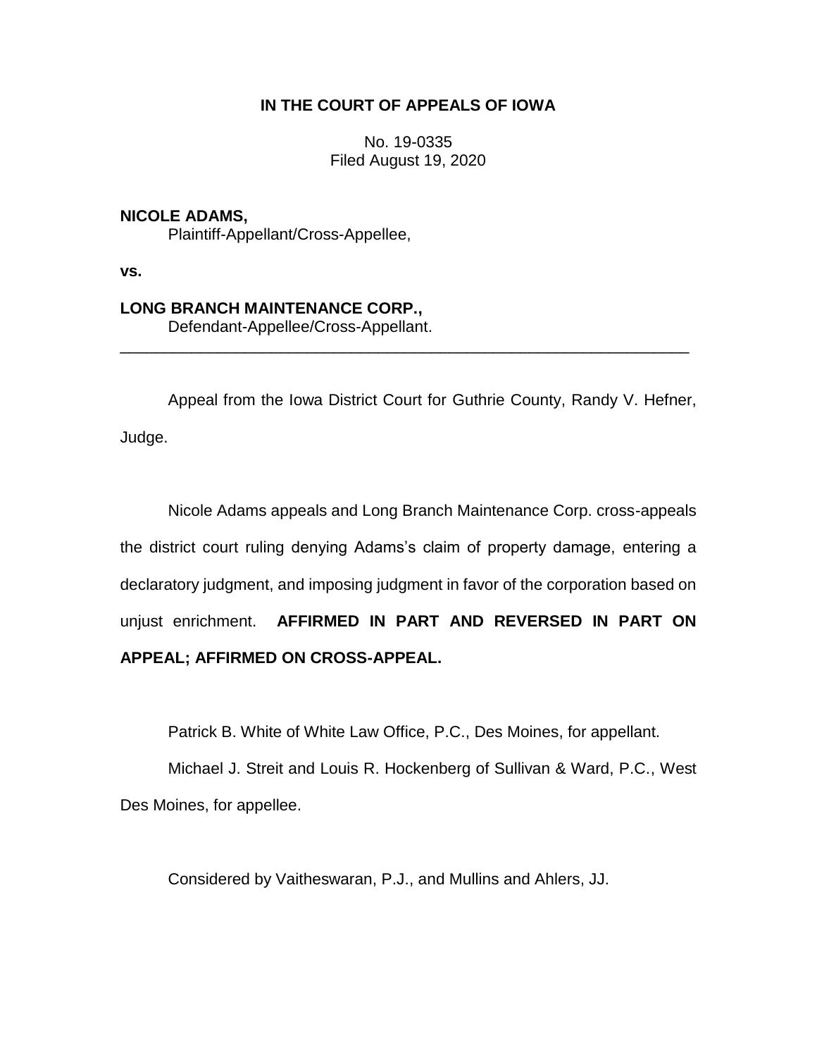# IN THE COURT OF APPEALS OF IOWA

No. 19-0335
Filed August 19, 2020

**NICOLE ADAMS,**
Plaintiff-Appellant/Cross-Appellee,

**vs.**

**LONG BRANCH MAINTENANCE CORP.,**
Defendant-Appellee/Cross-Appellant.

---

Appeal from the Iowa District Court for Guthrie County, Randy V. Hefner, Judge.

Nicole Adams appeals and Long Branch Maintenance Corp. cross-appeals the district court ruling denying Adams's claim of property damage, entering a declaratory judgment, and imposing judgment in favor of the corporation based on unjust enrichment. **AFFIRMED IN PART AND REVERSED IN PART ON APPEAL; AFFIRMED ON CROSS-APPEAL.**

Patrick B. White of White Law Office, P.C., Des Moines, for appellant.

Michael J. Streit and Louis R. Hockenberg of Sullivan & Ward, P.C., West Des Moines, for appellee.

Considered by Vaitheswaran, P.J., and Mullins and Ahlers, JJ.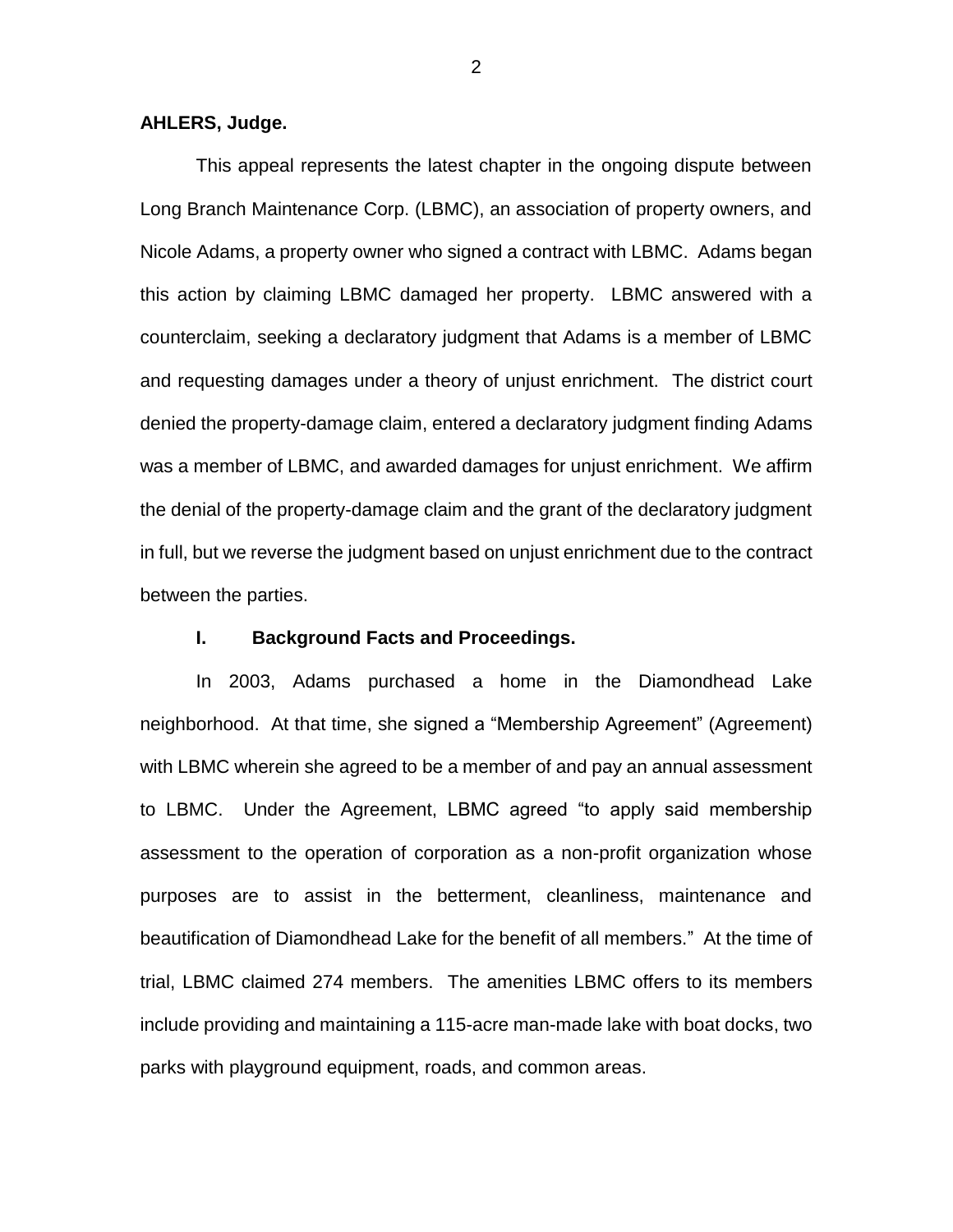**AHLERS, Judge.**

This appeal represents the latest chapter in the ongoing dispute between Long Branch Maintenance Corp. (LBMC), an association of property owners, and Nicole Adams, a property owner who signed a contract with LBMC. Adams began this action by claiming LBMC damaged her property. LBMC answered with a counterclaim, seeking a declaratory judgment that Adams is a member of LBMC and requesting damages under a theory of unjust enrichment. The district court denied the property-damage claim, entered a declaratory judgment finding Adams was a member of LBMC, and awarded damages for unjust enrichment. We affirm the denial of the property-damage claim and the grant of the declaratory judgment in full, but we reverse the judgment based on unjust enrichment due to the contract between the parties.

## I. Background Facts and Proceedings.

In 2003, Adams purchased a home in the Diamondhead Lake neighborhood. At that time, she signed a "Membership Agreement" (Agreement) with LBMC wherein she agreed to be a member of and pay an annual assessment to LBMC. Under the Agreement, LBMC agreed "to apply said membership assessment to the operation of corporation as a non-profit organization whose purposes are to assist in the betterment, cleanliness, maintenance and beautification of Diamondhead Lake for the benefit of all members." At the time of trial, LBMC claimed 274 members. The amenities LBMC offers to its members include providing and maintaining a 115-acre man-made lake with boat docks, two parks with playground equipment, roads, and common areas.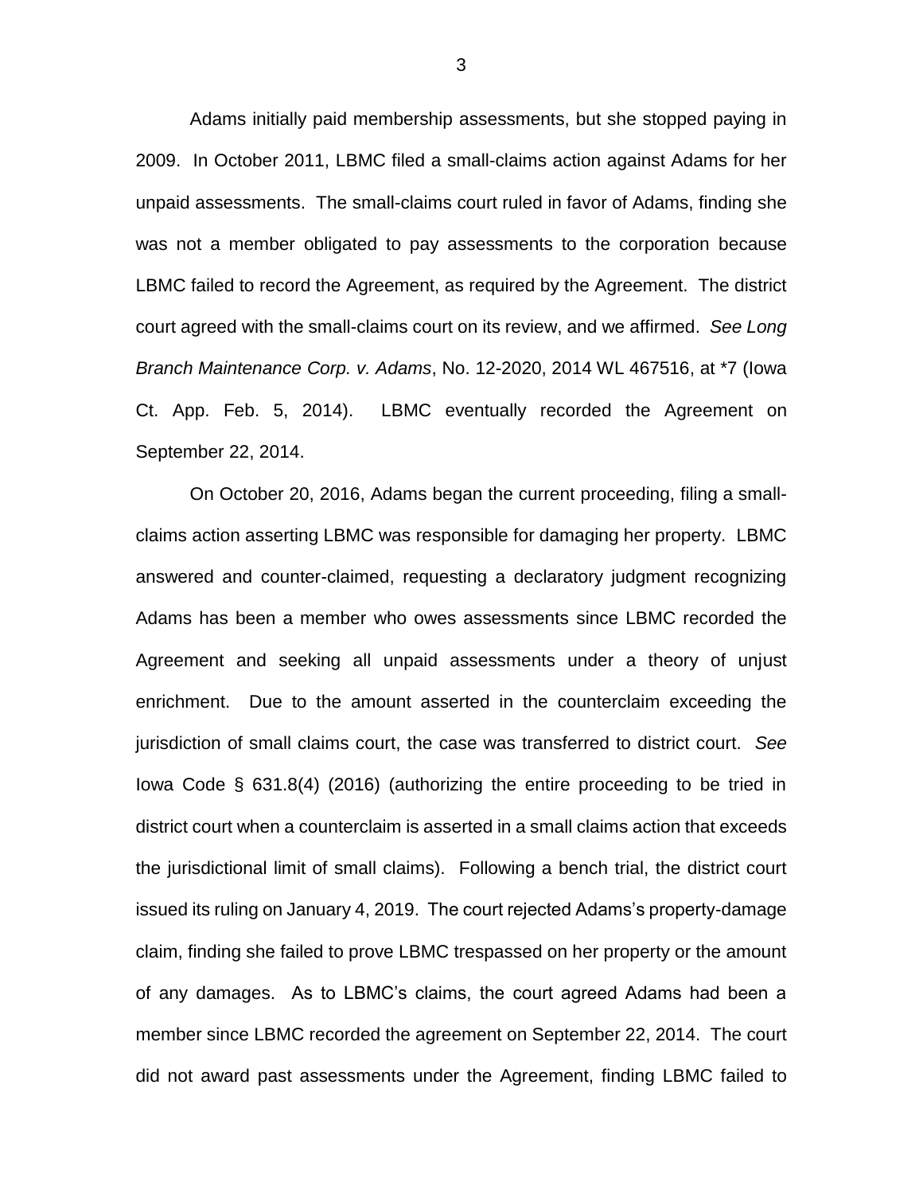Adams initially paid membership assessments, but she stopped paying in 2009. In October 2011, LBMC filed a small-claims action against Adams for her unpaid assessments. The small-claims court ruled in favor of Adams, finding she was not a member obligated to pay assessments to the corporation because LBMC failed to record the Agreement, as required by the Agreement. The district court agreed with the small-claims court on its review, and we affirmed. *See Long Branch Maintenance Corp. v. Adams*, No. 12-2020, 2014 WL 467516, at *7 (Iowa Ct. App. Feb. 5, 2014). LBMC eventually recorded the Agreement on September 22, 2014.

On October 20, 2016, Adams began the current proceeding, filing a small-claims action asserting LBMC was responsible for damaging her property. LBMC answered and counter-claimed, requesting a declaratory judgment recognizing Adams has been a member who owes assessments since LBMC recorded the Agreement and seeking all unpaid assessments under a theory of unjust enrichment. Due to the amount asserted in the counterclaim exceeding the jurisdiction of small claims court, the case was transferred to district court. *See* Iowa Code § 631.8(4) (2016) (authorizing the entire proceeding to be tried in district court when a counterclaim is asserted in a small claims action that exceeds the jurisdictional limit of small claims). Following a bench trial, the district court issued its ruling on January 4, 2019. The court rejected Adams's property-damage claim, finding she failed to prove LBMC trespassed on her property or the amount of any damages. As to LBMC's claims, the court agreed Adams had been a member since LBMC recorded the agreement on September 22, 2014. The court did not award past assessments under the Agreement, finding LBMC failed to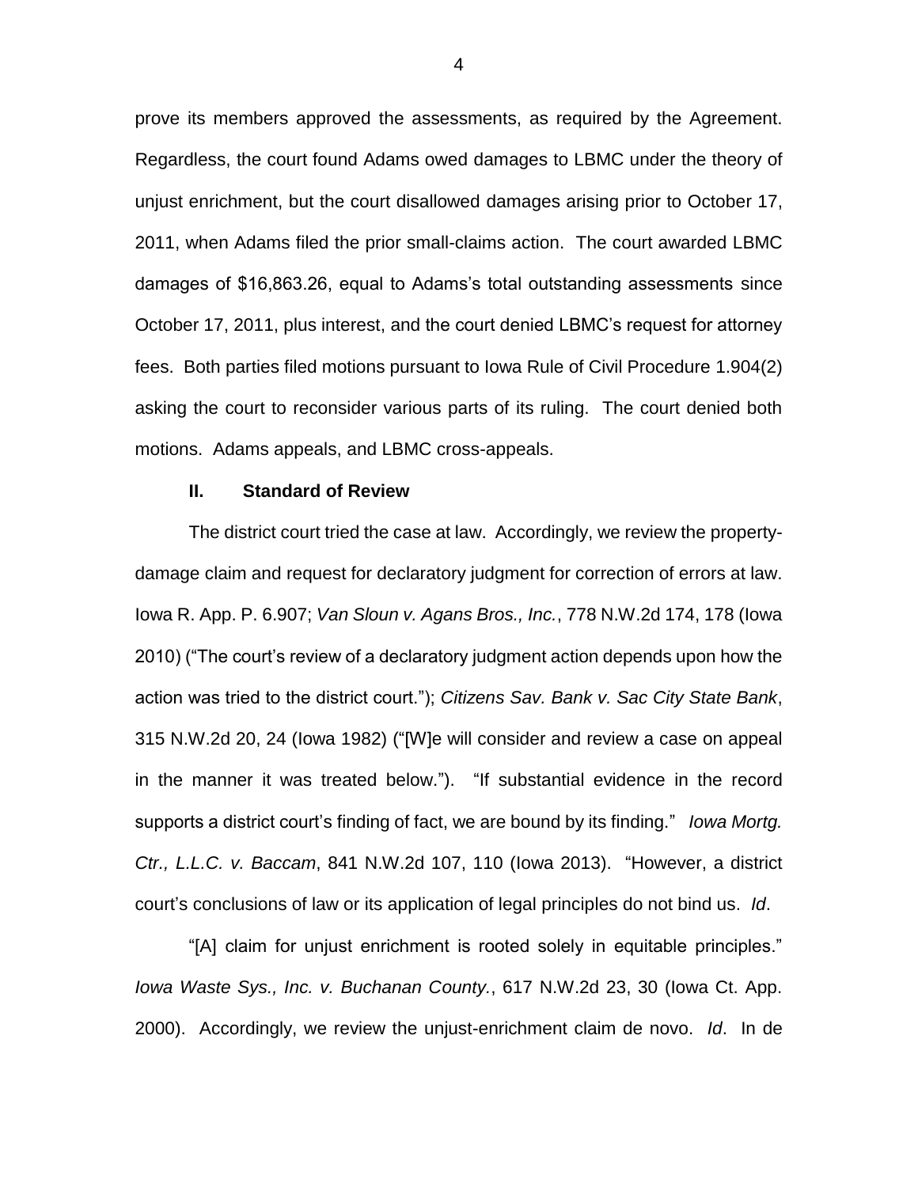prove its members approved the assessments, as required by the Agreement. Regardless, the court found Adams owed damages to LBMC under the theory of unjust enrichment, but the court disallowed damages arising prior to October 17, 2011, when Adams filed the prior small-claims action. The court awarded LBMC damages of $16,863.26, equal to Adams's total outstanding assessments since October 17, 2011, plus interest, and the court denied LBMC's request for attorney fees. Both parties filed motions pursuant to Iowa Rule of Civil Procedure 1.904(2) asking the court to reconsider various parts of its ruling. The court denied both motions. Adams appeals, and LBMC cross-appeals.

## II. Standard of Review

The district court tried the case at law. Accordingly, we review the property-damage claim and request for declaratory judgment for correction of errors at law. Iowa R. App. P. 6.907; *Van Sloun v. Agans Bros., Inc.*, 778 N.W.2d 174, 178 (Iowa 2010) ("The court's review of a declaratory judgment action depends upon how the action was tried to the district court."); *Citizens Sav. Bank v. Sac City State Bank*, 315 N.W.2d 20, 24 (Iowa 1982) ("[W]e will consider and review a case on appeal in the manner it was treated below."). "If substantial evidence in the record supports a district court's finding of fact, we are bound by its finding." *Iowa Mortg. Ctr., L.L.C. v. Baccam*, 841 N.W.2d 107, 110 (Iowa 2013). "However, a district court's conclusions of law or its application of legal principles do not bind us. *Id*.

"[A] claim for unjust enrichment is rooted solely in equitable principles." *Iowa Waste Sys., Inc. v. Buchanan County.*, 617 N.W.2d 23, 30 (Iowa Ct. App. 2000). Accordingly, we review the unjust-enrichment claim de novo. *Id*. In de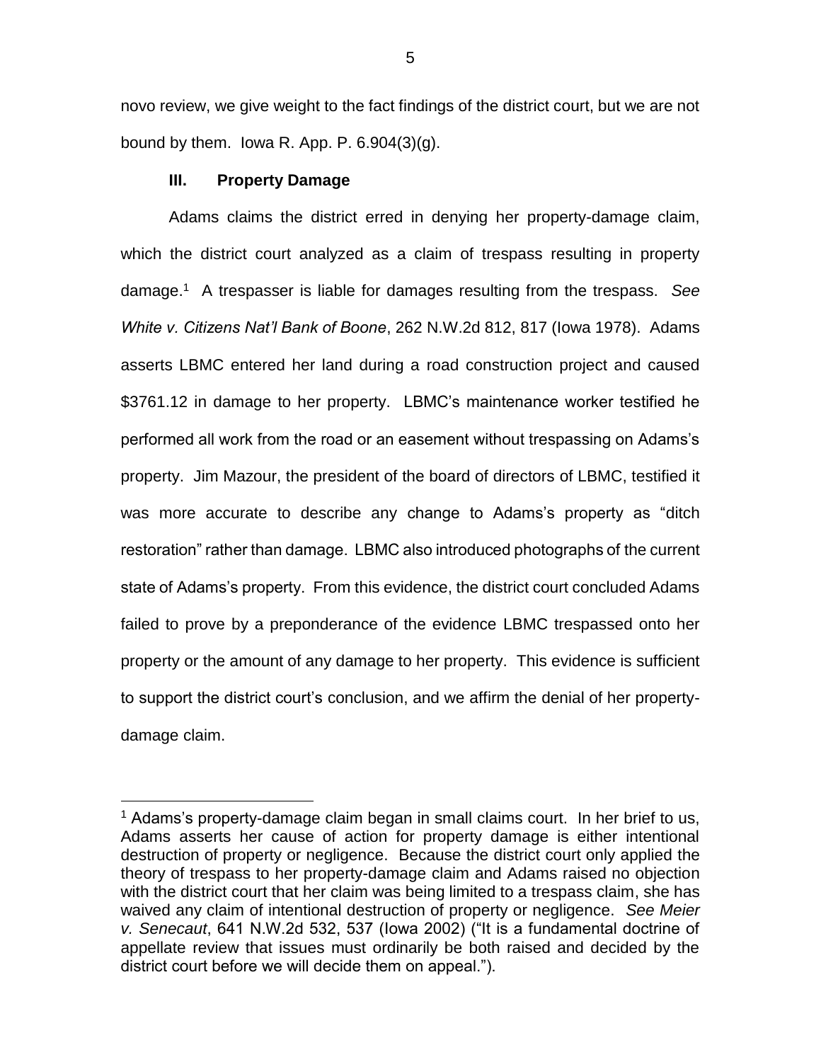novo review, we give weight to the fact findings of the district court, but we are not bound by them. Iowa R. App. P. 6.904(3)(g).

### III. Property Damage

Adams claims the district erred in denying her property-damage claim, which the district court analyzed as a claim of trespass resulting in property damage.[1] A trespasser is liable for damages resulting from the trespass. *See White v. Citizens Nat'l Bank of Boone*, 262 N.W.2d 812, 817 (Iowa 1978). Adams asserts LBMC entered her land during a road construction project and caused $3761.12 in damage to her property. LBMC's maintenance worker testified he performed all work from the road or an easement without trespassing on Adams's property. Jim Mazour, the president of the board of directors of LBMC, testified it was more accurate to describe any change to Adams's property as "ditch restoration" rather than damage. LBMC also introduced photographs of the current state of Adams's property. From this evidence, the district court concluded Adams failed to prove by a preponderance of the evidence LBMC trespassed onto her property or the amount of any damage to her property. This evidence is sufficient to support the district court's conclusion, and we affirm the denial of her property-damage claim.

[1] Adams's property-damage claim began in small claims court. In her brief to us, Adams asserts her cause of action for property damage is either intentional destruction of property or negligence. Because the district court only applied the theory of trespass to her property-damage claim and Adams raised no objection with the district court that her claim was being limited to a trespass claim, she has waived any claim of intentional destruction of property or negligence. *See Meier v. Senecaut*, 641 N.W.2d 532, 537 (Iowa 2002) ("It is a fundamental doctrine of appellate review that issues must ordinarily be both raised and decided by the district court before we will decide them on appeal.").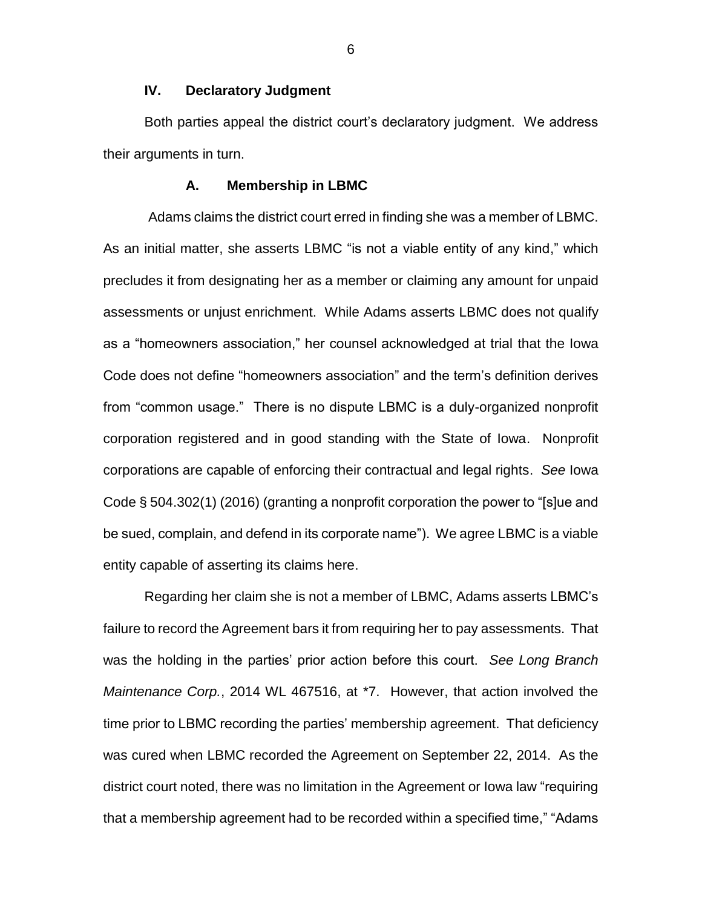## IV. Declaratory Judgment

Both parties appeal the district court's declaratory judgment. We address their arguments in turn.

### A. Membership in LBMC

Adams claims the district court erred in finding she was a member of LBMC. As an initial matter, she asserts LBMC "is not a viable entity of any kind," which precludes it from designating her as a member or claiming any amount for unpaid assessments or unjust enrichment. While Adams asserts LBMC does not qualify as a "homeowners association," her counsel acknowledged at trial that the Iowa Code does not define "homeowners association" and the term's definition derives from "common usage." There is no dispute LBMC is a duly-organized nonprofit corporation registered and in good standing with the State of Iowa. Nonprofit corporations are capable of enforcing their contractual and legal rights. *See* Iowa Code § 504.302(1) (2016) (granting a nonprofit corporation the power to "[s]ue and be sued, complain, and defend in its corporate name"). We agree LBMC is a viable entity capable of asserting its claims here.

Regarding her claim she is not a member of LBMC, Adams asserts LBMC's failure to record the Agreement bars it from requiring her to pay assessments. That was the holding in the parties' prior action before this court. *See Long Branch Maintenance Corp.*, 2014 WL 467516, at *7. However, that action involved the time prior to LBMC recording the parties' membership agreement. That deficiency was cured when LBMC recorded the Agreement on September 22, 2014. As the district court noted, there was no limitation in the Agreement or Iowa law "requiring that a membership agreement had to be recorded within a specified time," "Adams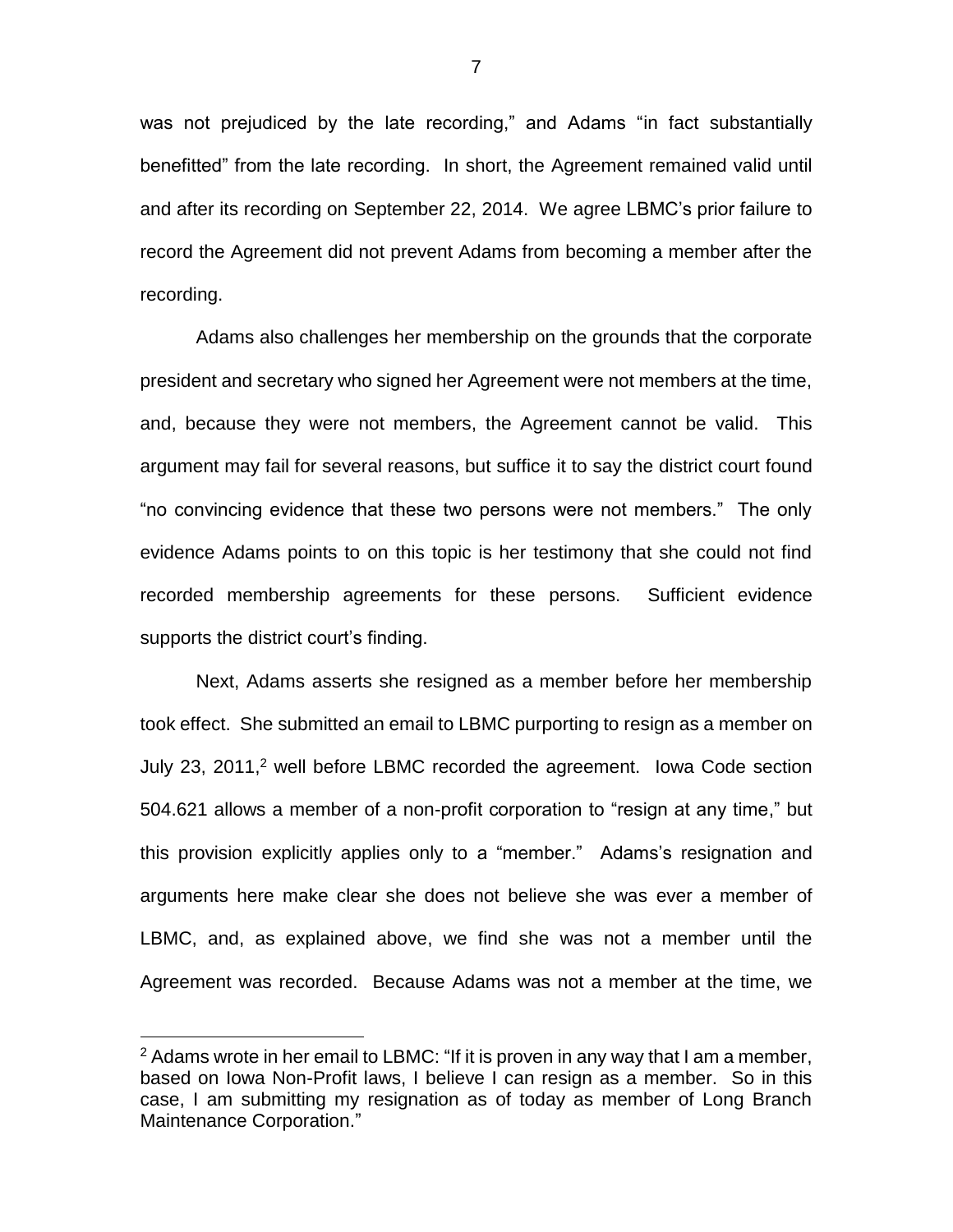was not prejudiced by the late recording," and Adams "in fact substantially benefitted" from the late recording. In short, the Agreement remained valid until and after its recording on September 22, 2014. We agree LBMC's prior failure to record the Agreement did not prevent Adams from becoming a member after the recording.

Adams also challenges her membership on the grounds that the corporate president and secretary who signed her Agreement were not members at the time, and, because they were not members, the Agreement cannot be valid. This argument may fail for several reasons, but suffice it to say the district court found "no convincing evidence that these two persons were not members." The only evidence Adams points to on this topic is her testimony that she could not find recorded membership agreements for these persons. Sufficient evidence supports the district court's finding.

Next, Adams asserts she resigned as a member before her membership took effect. She submitted an email to LBMC purporting to resign as a member on July 23, 2011,[2] well before LBMC recorded the agreement. Iowa Code section 504.621 allows a member of a non-profit corporation to "resign at any time," but this provision explicitly applies only to a "member." Adams's resignation and arguments here make clear she does not believe she was ever a member of LBMC, and, as explained above, we find she was not a member until the Agreement was recorded. Because Adams was not a member at the time, we

---

[2] Adams wrote in her email to LBMC: "If it is proven in any way that I am a member, based on Iowa Non-Profit laws, I believe I can resign as a member. So in this case, I am submitting my resignation as of today as member of Long Branch Maintenance Corporation."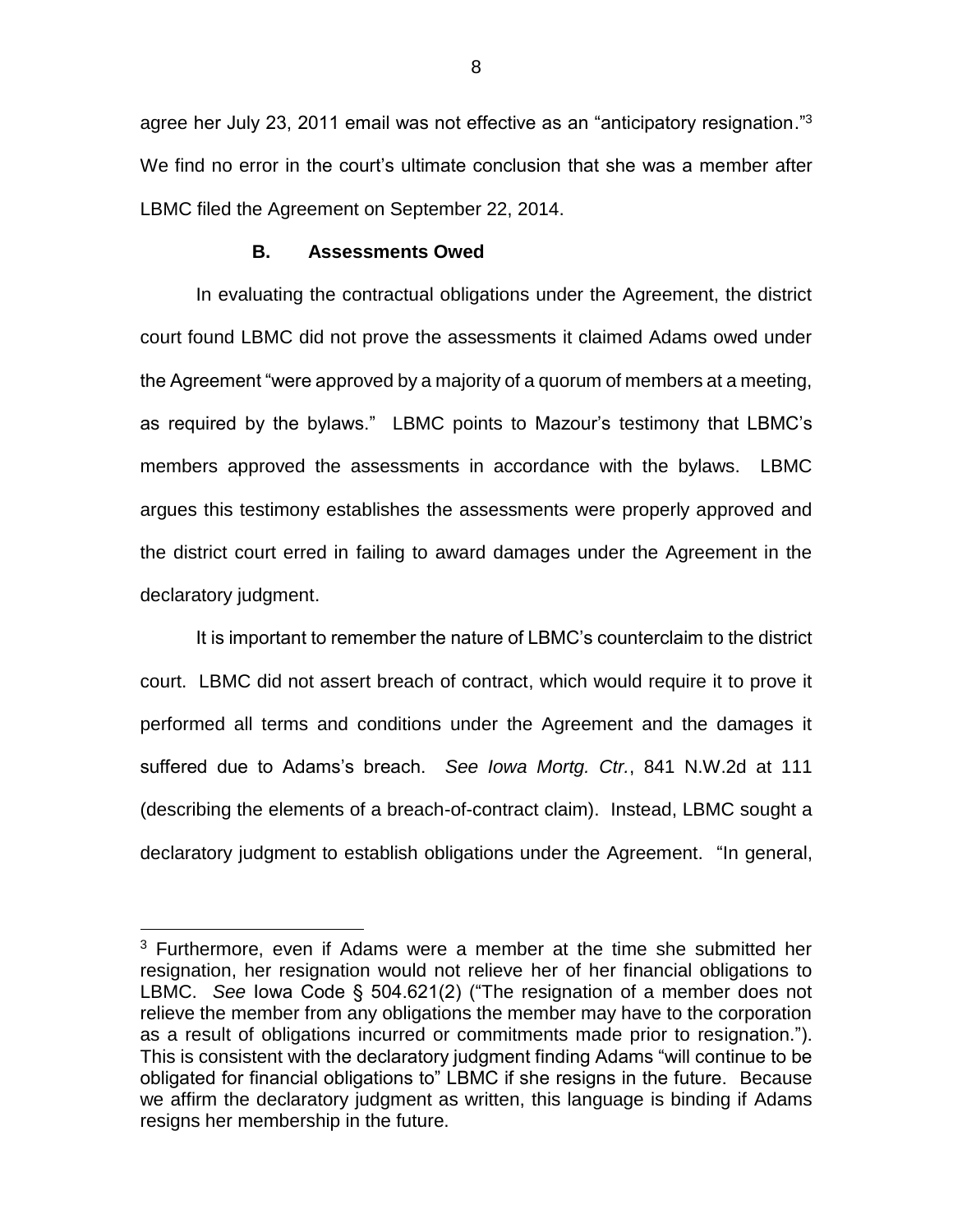agree her July 23, 2011 email was not effective as an "anticipatory resignation."[3] We find no error in the court's ultimate conclusion that she was a member after LBMC filed the Agreement on September 22, 2014.

### B. Assessments Owed

In evaluating the contractual obligations under the Agreement, the district court found LBMC did not prove the assessments it claimed Adams owed under the Agreement "were approved by a majority of a quorum of members at a meeting, as required by the bylaws." LBMC points to Mazour's testimony that LBMC's members approved the assessments in accordance with the bylaws. LBMC argues this testimony establishes the assessments were properly approved and the district court erred in failing to award damages under the Agreement in the declaratory judgment.

It is important to remember the nature of LBMC's counterclaim to the district court. LBMC did not assert breach of contract, which would require it to prove it performed all terms and conditions under the Agreement and the damages it suffered due to Adams's breach. *See Iowa Mortg. Ctr.*, 841 N.W.2d at 111 (describing the elements of a breach-of-contract claim). Instead, LBMC sought a declaratory judgment to establish obligations under the Agreement. "In general,

---

[3] Furthermore, even if Adams were a member at the time she submitted her resignation, her resignation would not relieve her of her financial obligations to LBMC. *See* Iowa Code § 504.621(2) ("The resignation of a member does not relieve the member from any obligations the member may have to the corporation as a result of obligations incurred or commitments made prior to resignation."). This is consistent with the declaratory judgment finding Adams "will continue to be obligated for financial obligations to" LBMC if she resigns in the future. Because we affirm the declaratory judgment as written, this language is binding if Adams resigns her membership in the future.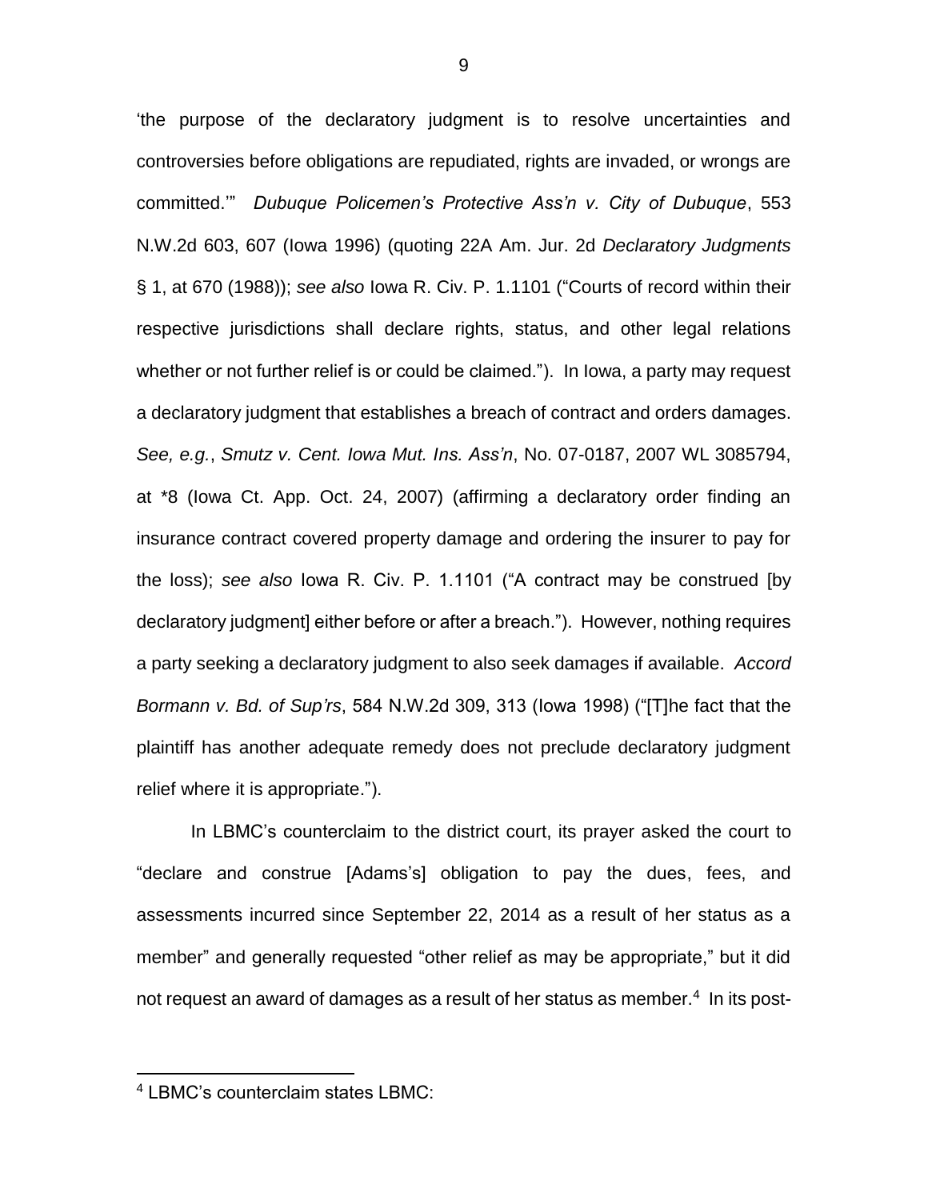'the purpose of the declaratory judgment is to resolve uncertainties and controversies before obligations are repudiated, rights are invaded, or wrongs are committed.'" *Dubuque Policemen's Protective Ass'n v. City of Dubuque*, 553 N.W.2d 603, 607 (Iowa 1996) (quoting 22A Am. Jur. 2d *Declaratory Judgments* § 1, at 670 (1988)); *see also* Iowa R. Civ. P. 1.1101 ("Courts of record within their respective jurisdictions shall declare rights, status, and other legal relations whether or not further relief is or could be claimed."). In Iowa, a party may request a declaratory judgment that establishes a breach of contract and orders damages. *See, e.g.*, *Smutz v. Cent. Iowa Mut. Ins. Ass'n*, No. 07-0187, 2007 WL 3085794, at *8 (Iowa Ct. App. Oct. 24, 2007) (affirming a declaratory order finding an insurance contract covered property damage and ordering the insurer to pay for the loss); *see also* Iowa R. Civ. P. 1.1101 ("A contract may be construed [by declaratory judgment] either before or after a breach."). However, nothing requires a party seeking a declaratory judgment to also seek damages if available. *Accord Bormann v. Bd. of Sup'rs*, 584 N.W.2d 309, 313 (Iowa 1998) ("[T]he fact that the plaintiff has another adequate remedy does not preclude declaratory judgment relief where it is appropriate.").

In LBMC's counterclaim to the district court, its prayer asked the court to "declare and construe [Adams's] obligation to pay the dues, fees, and assessments incurred since September 22, 2014 as a result of her status as a member" and generally requested "other relief as may be appropriate," but it did not request an award of damages as a result of her status as member.[4] In its post-

---

[4] LBMC's counterclaim states LBMC: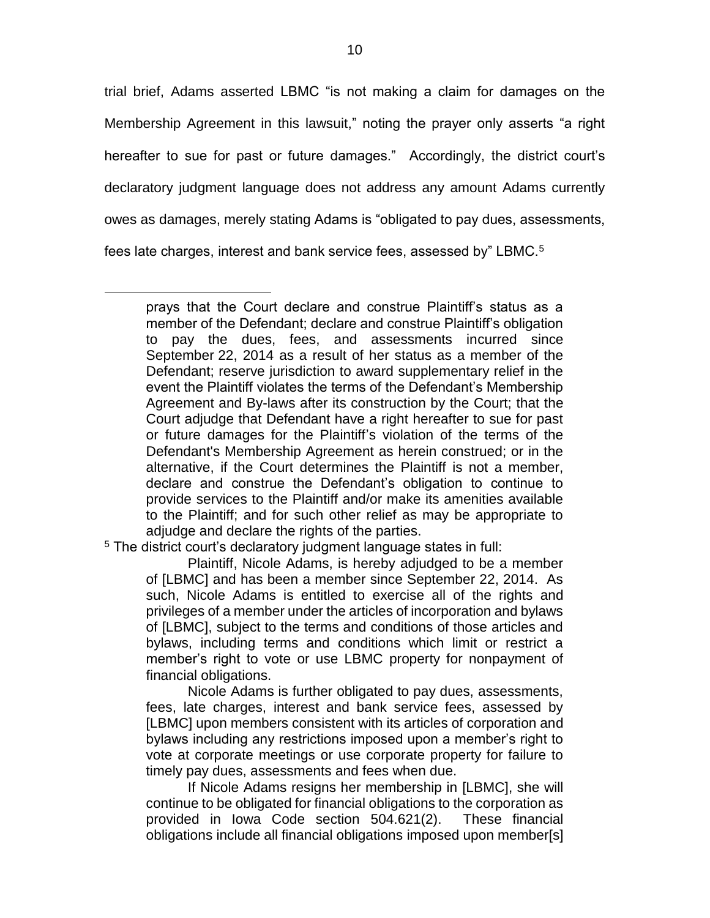trial brief, Adams asserted LBMC "is not making a claim for damages on the Membership Agreement in this lawsuit," noting the prayer only asserts "a right hereafter to sue for past or future damages." Accordingly, the district court's declaratory judgment language does not address any amount Adams currently owes as damages, merely stating Adams is "obligated to pay dues, assessments, fees late charges, interest and bank service fees, assessed by" LBMC.[5]

---

> prays that the Court declare and construe Plaintiff's status as a member of the Defendant; declare and construe Plaintiff's obligation to pay the dues, fees, and assessments incurred since September 22, 2014 as a result of her status as a member of the Defendant; reserve jurisdiction to award supplementary relief in the event the Plaintiff violates the terms of the Defendant's Membership Agreement and By-laws after its construction by the Court; that the Court adjudge that Defendant have a right hereafter to sue for past or future damages for the Plaintiff's violation of the terms of the Defendant's Membership Agreement as herein construed; or in the alternative, if the Court determines the Plaintiff is not a member, declare and construe the Defendant's obligation to continue to provide services to the Plaintiff and/or make its amenities available to the Plaintiff; and for such other relief as may be appropriate to adjudge and declare the rights of the parties.

[5] The district court's declaratory judgment language states in full:

> Plaintiff, Nicole Adams, is hereby adjudged to be a member of [LBMC] and has been a member since September 22, 2014. As such, Nicole Adams is entitled to exercise all of the rights and privileges of a member under the articles of incorporation and bylaws of [LBMC], subject to the terms and conditions of those articles and bylaws, including terms and conditions which limit or restrict a member's right to vote or use LBMC property for nonpayment of financial obligations.
>
> Nicole Adams is further obligated to pay dues, assessments, fees, late charges, interest and bank service fees, assessed by [LBMC] upon members consistent with its articles of corporation and bylaws including any restrictions imposed upon a member's right to vote at corporate meetings or use corporate property for failure to timely pay dues, assessments and fees when due.
>
> If Nicole Adams resigns her membership in [LBMC], she will continue to be obligated for financial obligations to the corporation as provided in Iowa Code section 504.621(2). These financial obligations include all financial obligations imposed upon member[s]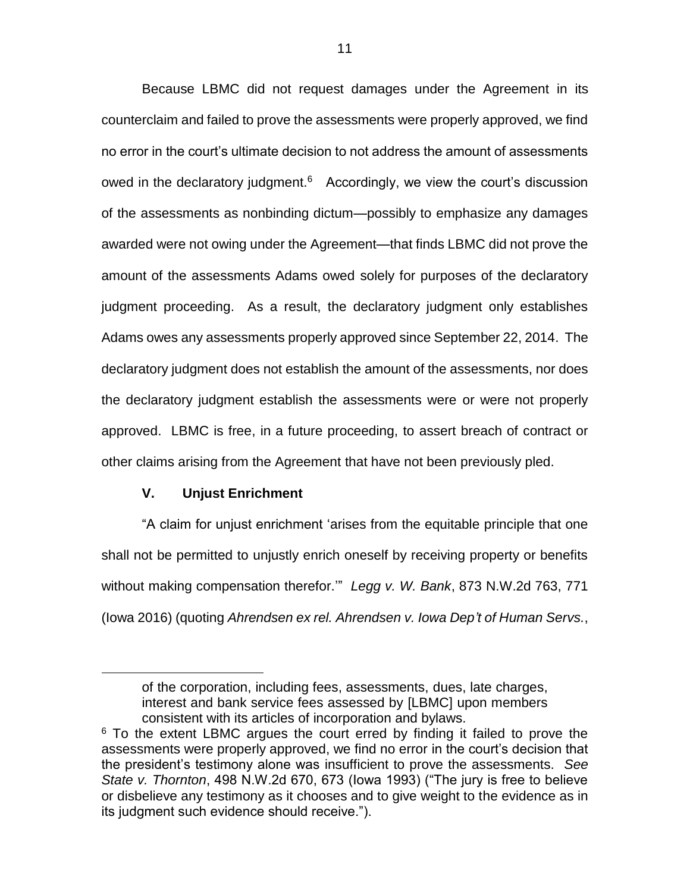Because LBMC did not request damages under the Agreement in its counterclaim and failed to prove the assessments were properly approved, we find no error in the court's ultimate decision to not address the amount of assessments owed in the declaratory judgment.[6] Accordingly, we view the court's discussion of the assessments as nonbinding dictum—possibly to emphasize any damages awarded were not owing under the Agreement—that finds LBMC did not prove the amount of the assessments Adams owed solely for purposes of the declaratory judgment proceeding. As a result, the declaratory judgment only establishes Adams owes any assessments properly approved since September 22, 2014. The declaratory judgment does not establish the amount of the assessments, nor does the declaratory judgment establish the assessments were or were not properly approved. LBMC is free, in a future proceeding, to assert breach of contract or other claims arising from the Agreement that have not been previously pled.

## V. Unjust Enrichment

"A claim for unjust enrichment 'arises from the equitable principle that one shall not be permitted to unjustly enrich oneself by receiving property or benefits without making compensation therefor.'" *Legg v. W. Bank*, 873 N.W.2d 763, 771 (Iowa 2016) (quoting *Ahrendsen ex rel. Ahrendsen v. Iowa Dep't of Human Servs.*,

---

> of the corporation, including fees, assessments, dues, late charges, interest and bank service fees assessed by [LBMC] upon members consistent with its articles of incorporation and bylaws.

[6] To the extent LBMC argues the court erred by finding it failed to prove the assessments were properly approved, we find no error in the court's decision that the president's testimony alone was insufficient to prove the assessments. *See State v. Thornton*, 498 N.W.2d 670, 673 (Iowa 1993) ("The jury is free to believe or disbelieve any testimony as it chooses and to give weight to the evidence as in its judgment such evidence should receive.").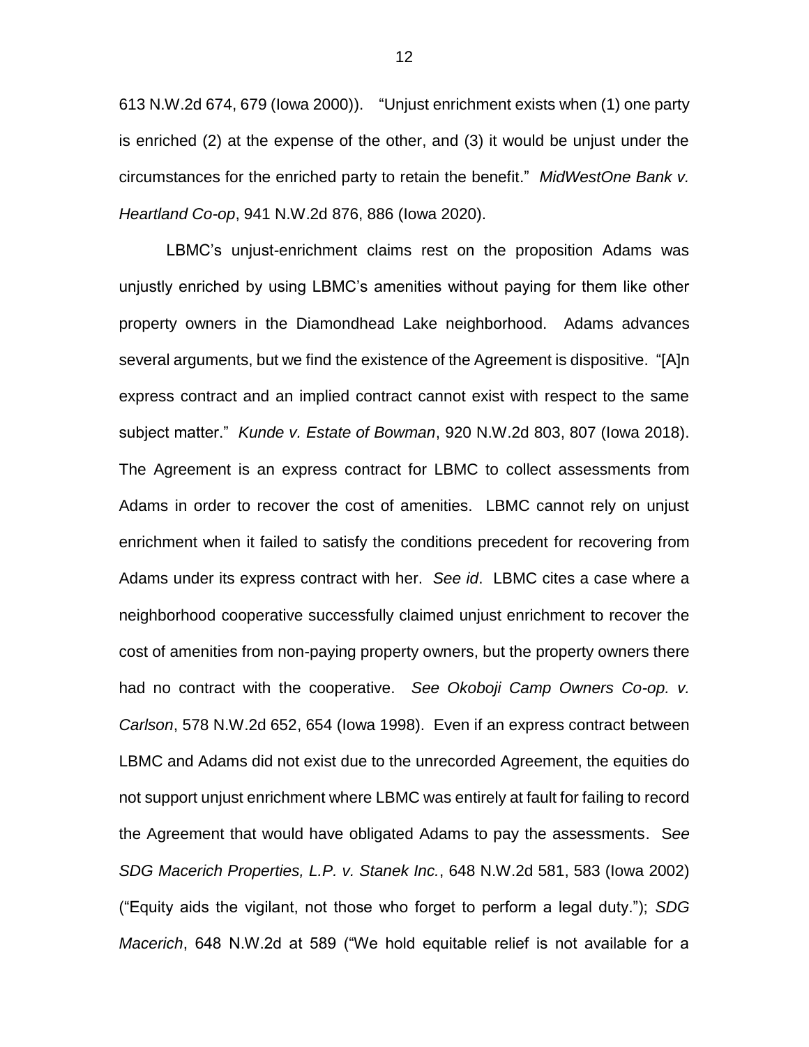613 N.W.2d 674, 679 (Iowa 2000)). "Unjust enrichment exists when (1) one party is enriched (2) at the expense of the other, and (3) it would be unjust under the circumstances for the enriched party to retain the benefit." *MidWestOne Bank v. Heartland Co-op*, 941 N.W.2d 876, 886 (Iowa 2020).

LBMC's unjust-enrichment claims rest on the proposition Adams was unjustly enriched by using LBMC's amenities without paying for them like other property owners in the Diamondhead Lake neighborhood. Adams advances several arguments, but we find the existence of the Agreement is dispositive. "[A]n express contract and an implied contract cannot exist with respect to the same subject matter." *Kunde v. Estate of Bowman*, 920 N.W.2d 803, 807 (Iowa 2018). The Agreement is an express contract for LBMC to collect assessments from Adams in order to recover the cost of amenities. LBMC cannot rely on unjust enrichment when it failed to satisfy the conditions precedent for recovering from Adams under its express contract with her. *See id*. LBMC cites a case where a neighborhood cooperative successfully claimed unjust enrichment to recover the cost of amenities from non-paying property owners, but the property owners there had no contract with the cooperative. *See Okoboji Camp Owners Co-op. v. Carlson*, 578 N.W.2d 652, 654 (Iowa 1998). Even if an express contract between LBMC and Adams did not exist due to the unrecorded Agreement, the equities do not support unjust enrichment where LBMC was entirely at fault for failing to record the Agreement that would have obligated Adams to pay the assessments. *See SDG Macerich Properties, L.P. v. Stanek Inc.*, 648 N.W.2d 581, 583 (Iowa 2002) ("Equity aids the vigilant, not those who forget to perform a legal duty."); *SDG Macerich*, 648 N.W.2d at 589 ("We hold equitable relief is not available for a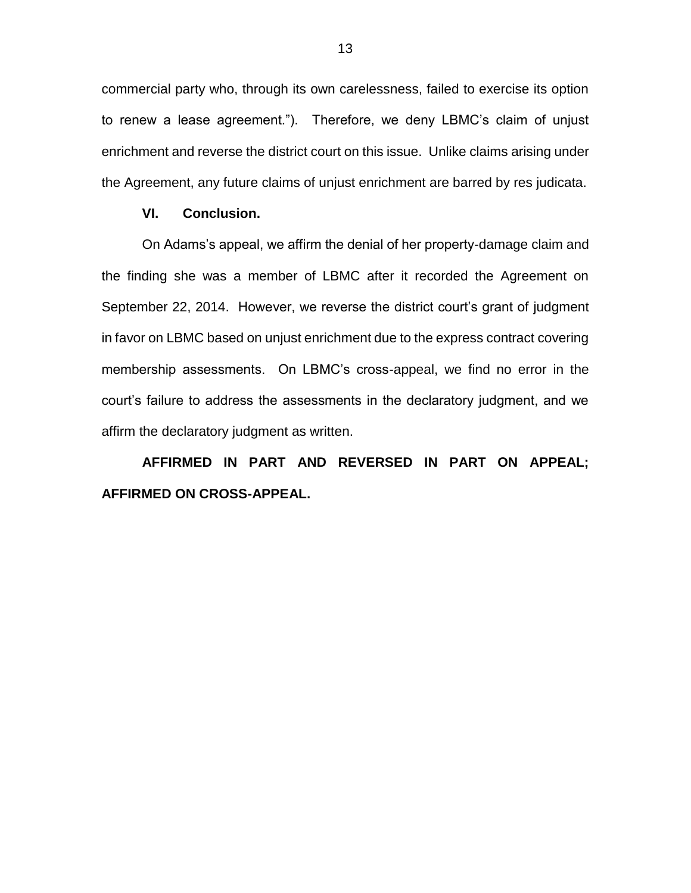commercial party who, through its own carelessness, failed to exercise its option to renew a lease agreement."). Therefore, we deny LBMC's claim of unjust enrichment and reverse the district court on this issue. Unlike claims arising under the Agreement, any future claims of unjust enrichment are barred by res judicata.

## VI. Conclusion.

On Adams's appeal, we affirm the denial of her property-damage claim and the finding she was a member of LBMC after it recorded the Agreement on September 22, 2014. However, we reverse the district court's grant of judgment in favor on LBMC based on unjust enrichment due to the express contract covering membership assessments. On LBMC's cross-appeal, we find no error in the court's failure to address the assessments in the declaratory judgment, and we affirm the declaratory judgment as written.

**AFFIRMED IN PART AND REVERSED IN PART ON APPEAL; AFFIRMED ON CROSS-APPEAL.**